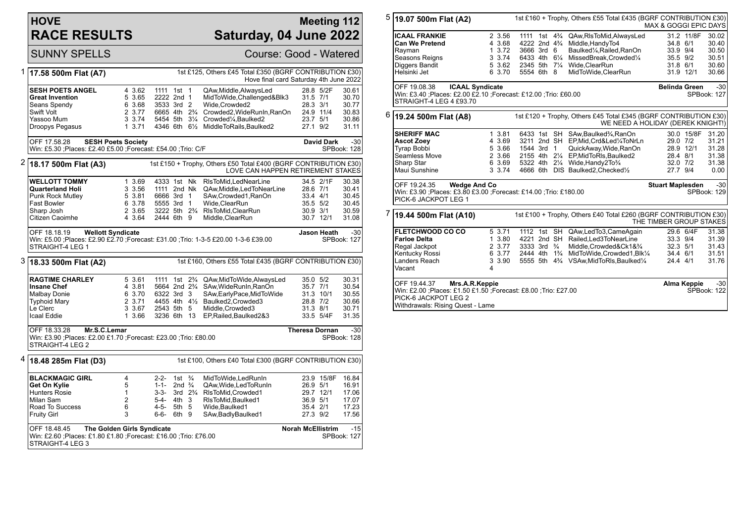# HOVE RACE RESULTS

## Meeting 112 Saturday, 04 June 2022

SUNNY SPELLS — Course: Good - Watered

### 1 — 17.58 500m Flat (A7)

1st £125, Others £45 Total £350 (BGRF CONTRIBUTION £30)
Hove final card Saturday 4th June 2022

| Greyhound | Trap | Split | Sectionals | Pos | Dist | Comment | Weight | SP | Time |
|---|---|---|---|---|---|---|---|---|---|
| **SESH POETS ANGEL** | 4 | 3.62 | 1111 | 1st | 1 | QAw,Middle,AlwaysLed | 28.8 | 5/2F | 30.61 |
| **Great Invention** | 5 | 3.65 | 2222 | 2nd | 1 | MidToWide,Challenged&Blk3 | 31.5 | 7/1 | 30.70 |
| Seans Spendy | 6 | 3.68 | 3533 | 3rd | 2 | Wide,Crowded2 | 28.3 | 3/1 | 30.77 |
| Swift Volt | 2 | 3.77 | 6665 | 4th | 2¾ | Crowded2,WideRunIn,RanOn | 24.9 | 11/4 | 30.83 |
| Yassoo Mum | 3 | 3.74 | 5454 | 5th | 3¼ | Crowded¼,Baulked2 | 23.7 | 5/1 | 30.86 |
| Droopys Pegasus | 1 | 3.71 | 4346 | 6th | 6½ | MiddleToRails,Baulked2 | 27.1 | 9/2 | 31.11 |

OFF 17.58.28 **SESH Poets Society** — **David Dark** -30
Win: £5.30 ;Places: £2.40 £5.00 ;Forecast: £54.00 ;Trio: C/F — SPBook: 128

### 2 — 18.17 500m Flat (A3)

1st £150 + Trophy, Others £50 Total £400 (BGRF CONTRIBUTION £30)
LOVE CAN HAPPEN RETIREMENT STAKES

| Greyhound | Trap | Split | Sectionals | Pos | Dist | Comment | Weight | SP | Time |
|---|---|---|---|---|---|---|---|---|---|
| **WELLOTT TOMMY** | 1 | 3.69 | 4333 | 1st | Nk | RlsToMid,LedNearLine | 34.5 | 2/1F | 30.38 |
| **Quarterland Holi** | 3 | 3.56 | 1111 | 2nd | Nk | QAw,Middle,LedToNearLine | 28.6 | 7/1 | 30.41 |
| Punk Rock Mutley | 5 | 3.81 | 6666 | 3rd | 1 | SAw,Crowded1,RanOn | 33.4 | 4/1 | 30.45 |
| Fast Bowler | 6 | 3.78 | 5555 | 3rd | 1 | Wide,ClearRun | 35.5 | 5/2 | 30.45 |
| Sharp Josh | 2 | 3.65 | 3222 | 5th | 2¾ | RlsToMid,ClearRun | 30.9 | 3/1 | 30.59 |
| Citizen Caoimhe | 4 | 3.64 | 2444 | 6th | 9 | Middle,ClearRun | 30.7 | 12/1 | 31.08 |

OFF 18.18.19 **Wellott Syndicate** — **Jason Heath** -30
Win: £5.00 ;Places: £2.90 £2.70 ;Forecast: £31.00 ;Trio: 1-3-5 £20.00 1-3-6 £39.00 — SPBook: 127
STRAIGHT-4 LEG 1

### 3 — 18.33 500m Flat (A2)

1st £160, Others £55 Total £435 (BGRF CONTRIBUTION £30)

| Greyhound | Trap | Split | Sectionals | Pos | Dist | Comment | Weight | SP | Time |
|---|---|---|---|---|---|---|---|---|---|
| **RAGTIME CHARLEY** | 5 | 3.61 | 1111 | 1st | 2¾ | QAw,MidToWide,AlwaysLed | 35.0 | 5/2 | 30.31 |
| **Insane Chef** | 4 | 3.81 | 5664 | 2nd | 2¾ | SAw,WideRunIn,RanOn | 35.7 | 7/1 | 30.54 |
| Malbay Donie | 6 | 3.70 | 6322 | 3rd | 3 | SAw,EarlyPace,MidToWide | 31.3 | 10/1 | 30.55 |
| Typhoid Mary | 2 | 3.71 | 4455 | 4th | 4½ | Baulked2,Crowded3 | 28.8 | 7/2 | 30.66 |
| Le Clerc | 3 | 3.67 | 2543 | 5th | 5 | Middle,Crowded3 | 31.3 | 8/1 | 30.71 |
| Icaal Eddie | 1 | 3.66 | 3236 | 6th | 13 | EP,Railed,Baulked2&3 | 33.5 | 5/4F | 31.35 |

OFF 18.33.28 **Mr.S.C.Lemar** — **Theresa Dornan** -30
Win: £3.90 ;Places: £2.00 £1.70 ;Forecast: £23.00 ;Trio: £80.00 — SPBook: 128
STRAIGHT-4 LEG 2

### 4 — 18.48 285m Flat (D3)

1st £100, Others £40 Total £300 (BGRF CONTRIBUTION £30)

| Greyhound | Trap | Split | Sectionals | Pos | Dist | Comment | Weight | SP | Time |
|---|---|---|---|---|---|---|---|---|---|
| **BLACKMAGIC GIRL** | 4 | | 2-2- | 1st | ¾ | MidToWide,LedRunIn | 23.9 | 15/8F | 16.84 |
| **Get On Kylie** | 5 | | 1-1- | 2nd | ¾ | QAw,Wide,LedToRunIn | 26.9 | 5/1 | 16.91 |
| Hunters Rosie | 1 | | 3-3- | 3rd | 2¾ | RlsToMid,Crowded1 | 29.7 | 12/1 | 17.06 |
| Milan Sam | 2 | | 5-4- | 4th | 3 | RlsToMid,Baulked1 | 36.9 | 5/1 | 17.07 |
| Road To Success | 6 | | 4-5- | 5th | 5 | Wide,Baulked1 | 35.4 | 2/1 | 17.23 |
| Fruity Girl | 3 | | 6-6- | 6th | 9 | SAw,BadlyBaulked1 | 27.3 | 9/2 | 17.56 |

OFF 18.48.45 **The Golden Girls Syndicate** — **Norah McEllistrim** -15
Win: £2.60 ;Places: £1.80 £1.80 ;Forecast: £16.00 ;Trio: £76.00 — SPBook: 127
STRAIGHT-4 LEG 3

### 5 — 19.07 500m Flat (A2)

1st £160 + Trophy, Others £55 Total £435 (BGRF CONTRIBUTION £30)
MAX & GOGGI EPIC DAYS

| Greyhound | Trap | Split | Sectionals | Pos | Dist | Comment | Weight | SP | Time |
|---|---|---|---|---|---|---|---|---|---|
| **ICAAL FRANKIE** | 2 | 3.56 | 1111 | 1st | 4¾ | QAw,RlsToMid,AlwaysLed | 31.2 | 11/8F | 30.02 |
| **Can We Pretend** | 4 | 3.68 | 4222 | 2nd | 4¾ | Middle,HandyTo4 | 34.8 | 6/1 | 30.40 |
| Rayman | 1 | 3.72 | 3666 | 3rd | 6 | Baulked¼,Railed,RanOn | 33.9 | 9/4 | 30.50 |
| Seasons Reigns | 3 | 3.74 | 6433 | 4th | 6¼ | MissedBreak,Crowded¼ | 35.5 | 9/2 | 30.51 |
| Diggers Bandit | 5 | 3.62 | 2345 | 5th | 7¼ | Wide,ClearRun | 31.8 | 6/1 | 30.60 |
| Helsinki Jet | 6 | 3.70 | 5554 | 6th | 8 | MidToWide,ClearRun | 31.9 | 12/1 | 30.66 |

OFF 19.08.38 **ICAAL Syndicate** — **Belinda Green** -30
Win: £3.40 ;Places: £2.00 £2.10 ;Forecast: £12.00 ;Trio: £60.00 — SPBook: 127
STRAIGHT-4 LEG 4 £93.70

### 6 — 19.24 500m Flat (A8)

1st £120 + Trophy, Others £45 Total £345 (BGRF CONTRIBUTION £30)
WE NEED A HOLIDAY (DEREK KNIGHT!)

| Greyhound | Trap | Split | Sectionals | Pos | Dist | Comment | Weight | SP | Time |
|---|---|---|---|---|---|---|---|---|---|
| **SHERIFF MAC** | 1 | 3.81 | 6433 | 1st | SH | SAw,Baulked¾,RanOn | 30.0 | 15/8F | 31.20 |
| **Ascot Zoey** | 4 | 3.69 | 3211 | 2nd | SH | EP,Mid,Crd&Led¼ToNrLn | 29.0 | 7/2 | 31.21 |
| Tyrap Bobbi | 5 | 3.66 | 1544 | 3rd | 1 | QuickAway,Wide,RanOn | 28.9 | 12/1 | 31.28 |
| Seamless Move | 2 | 3.66 | 2155 | 4th | 2¼ | EP,MidToRls,Baulked2 | 28.4 | 8/1 | 31.38 |
| Sharp Star | 6 | 3.69 | 5322 | 4th | 2¼ | Wide,Handy2To¾ | 32.0 | 7/2 | 31.38 |
| Maui Sunshine | 3 | 3.74 | 4666 | 6th | DIS | Baulked2,Checked½ | 27.7 | 9/4 | 0.00 |

OFF 19.24.35 **Wedge And Co** — **Stuart Maplesden** -30
Win: £3.90 ;Places: £3.80 £3.00 ;Forecast: £14.00 ;Trio: £180.00 — SPBook: 129
PICK-6 JACKPOT LEG 1

### 7 — 19.44 500m Flat (A10)

1st £100 + Trophy, Others £40 Total £260 (BGRF CONTRIBUTION £30)
THE TIMBER GROUP STAKES

| Greyhound | Trap | Split | Sectionals | Pos | Dist | Comment | Weight | SP | Time |
|---|---|---|---|---|---|---|---|---|---|
| **FLETCHWOOD CO CO** | 5 | 3.71 | 1112 | 1st | SH | QAw,LedTo3,CameAgain | 29.6 | 6/4F | 31.38 |
| **Farloe Delta** | 1 | 3.80 | 4221 | 2nd | SH | Railed,Led3ToNearLine | 33.3 | 9/4 | 31.39 |
| Regal Jackpot | 2 | 3.77 | 3333 | 3rd | ¾ | Middle,Crowded&Ck1&¾ | 32.3 | 5/1 | 31.43 |
| Kentucky Rossi | 6 | 3.77 | 2444 | 4th | 1¾ | MidToWide,Crowded1,Blk¼ | 34.4 | 6/1 | 31.51 |
| Landers Reach | 3 | 3.90 | 5555 | 5th | 4¾ | VSAw,MidToRls,Baulked¼ | 24.4 | 4/1 | 31.76 |
| Vacant | 4 | | | | | | | | |

OFF 19.44.37 **Mrs.A.R.Keppie** — **Alma Keppie** -30
Win: £2.00 ;Places: £1.50 £1.50 ;Forecast: £8.00 ;Trio: £27.00 — SPBook: 122
PICK-6 JACKPOT LEG 2
Withdrawals: Rising Quest - Lame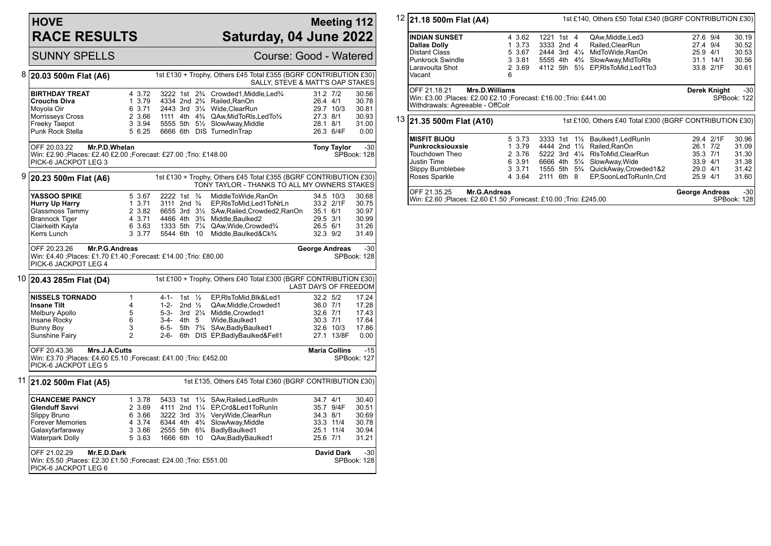# HOVE RACE RESULTS

## Meeting 112 Saturday, 04 June 2022

SUNNY SPELLS — Course: Good - Watered

### 8 20.03 500m Flat (A6)

1st £130 + Trophy, Others £45 Total £355 (BGRF CONTRIBUTION £30)
SALLY, STEVE & MATT'S OAP STAKES

| | | | | | | | | | |
|---|---|---|---|---|---|---|---|---|---|
| BIRTHDAY TREAT | 4 | 3.72 | 3222 | 1st | 2¾ | Crowded1,Middle,Led¾ | 31.2 | 7/2 | 30.56 |
| Crouchs Diva | 1 | 3.79 | 4334 | 2nd | 2¾ | Railed,RanOn | 26.4 | 4/1 | 30.78 |
| Moyola Oir | 6 | 3.71 | 2443 | 3rd | 3¼ | Wide,ClearRun | 29.7 | 10/3 | 30.81 |
| Morrisseys Cross | 2 | 3.66 | 1111 | 4th | 4¾ | QAw,MidToRls,LedTo¾ | 27.3 | 8/1 | 30.93 |
| Freeky Taepot | 3 | 3.94 | 5555 | 5th | 5½ | SlowAway,Middle | 28.1 | 8/1 | 31.00 |
| Punk Rock Stella | 5 | 6.25 | 6666 | 6th | DIS | TurnedInTrap | 26.3 | 6/4F | 0.00 |

OFF 20.03.22 Mr.P.D.Whelan — Tony Taylor -30
Win: £2.90 ;Places: £2.40 £2.00 ;Forecast: £27.00 ;Trio: £148.00 — SPBook: 128
PICK-6 JACKPOT LEG 3

### 9 20.23 500m Flat (A6)

1st £130 + Trophy, Others £45 Total £355 (BGRF CONTRIBUTION £30)
TONY TAYLOR - THANKS TO ALL MY OWNERS STAKES

| | | | | | | | | | |
|---|---|---|---|---|---|---|---|---|---|
| YASSOO SPIKE | 5 | 3.67 | 2222 | 1st | ¾ | MiddleToWide,RanOn | 34.5 | 10/3 | 30.68 |
| Hurry Up Harry | 1 | 3.71 | 3111 | 2nd | ¾ | EP,RlsToMid,Led1ToNrLn | 33.2 | 2/1F | 30.75 |
| Glassmoss Tammy | 2 | 3.82 | 6655 | 3rd | 3½ | SAw,Railed,Crowded2,RanOn | 35.1 | 6/1 | 30.97 |
| Brannock Tiger | 4 | 3.71 | 4466 | 4th | 3¾ | Middle,Baulked2 | 29.5 | 3/1 | 30.99 |
| Clairkeith Kayla | 6 | 3.63 | 1333 | 5th | 7¼ | QAw,Wide,Crowded¾ | 26.5 | 6/1 | 31.26 |
| Kerrs Lunch | 3 | 3.77 | 5544 | 6th | 10 | Middle,Baulked&Ck¾ | 32.3 | 9/2 | 31.49 |

OFF 20.23.26 Mr.P.G.Andreas — George Andreas -30
Win: £4.40 ;Places: £1.70 £1.40 ;Forecast: £14.00 ;Trio: £80.00 — SPBook: 128
PICK-6 JACKPOT LEG 4

### 10 20.43 285m Flat (D4)

1st £100 + Trophy, Others £40 Total £300 (BGRF CONTRIBUTION £30)
LAST DAYS OF FREEDOM

| | | | | | | | | |
|---|---|---|---|---|---|---|---|---|
| NISSELS TORNADO | 1 | 4-1- | 1st | ½ | EP,RlsToMid,Blk&Led1 | 32.2 | 5/2 | 17.24 |
| Insane Tilt | 4 | 1-2- | 2nd | ½ | QAw,Middle,Crowded1 | 36.0 | 7/1 | 17.28 |
| Melbury Apollo | 5 | 5-3- | 3rd | 2¼ | Middle,Crowded1 | 32.6 | 7/1 | 17.43 |
| Insane Rocky | 6 | 3-4- | 4th | 5 | Wide,Baulked1 | 30.3 | 7/1 | 17.64 |
| Bunny Boy | 3 | 6-5- | 5th | 7¾ | SAw,BadlyBaulked1 | 32.6 | 10/3 | 17.86 |
| Sunshine Fairy | 2 | 2-6- | 6th | DIS | EP,BadlyBaulked&Fell1 | 27.1 | 13/8F | 0.00 |

OFF 20.43.36 Mrs.J.A.Cutts — Maria Collins -15
Win: £3.70 ;Places: £4.60 £5.10 ;Forecast: £41.00 ;Trio: £452.00 — SPBook: 127
PICK-6 JACKPOT LEG 5

### 11 21.02 500m Flat (A5)

1st £135, Others £45 Total £360 (BGRF CONTRIBUTION £30)

| | | | | | | | | | |
|---|---|---|---|---|---|---|---|---|---|
| CHANCEME PANCY | 1 | 3.78 | 5433 | 1st | 1¼ | SAw,Railed,LedRunIn | 34.7 | 4/1 | 30.40 |
| Glenduff Savvi | 2 | 3.69 | 4111 | 2nd | 1¼ | EP,Crd&Led1ToRunIn | 35.7 | 9/4F | 30.51 |
| Slippy Bruno | 6 | 3.66 | 3222 | 3rd | 3½ | VeryWide,ClearRun | 34.3 | 8/1 | 30.69 |
| Forever Memories | 4 | 3.74 | 6344 | 4th | 4¾ | SlowAway,Middle | 33.3 | 11/4 | 30.78 |
| Galaxyfarfaraway | 3 | 3.66 | 2555 | 5th | 6¾ | BadlyBaulked1 | 25.1 | 11/4 | 30.94 |
| Waterpark Dolly | 5 | 3.63 | 1666 | 6th | 10 | QAw,BadlyBaulked1 | 25.6 | 7/1 | 31.21 |

OFF 21.02.29 Mr.E.D.Dark — David Dark -30
Win: £5.50 ;Places: £2.30 £1.50 ;Forecast: £24.00 ;Trio: £551.00 — SPBook: 128
PICK-6 JACKPOT LEG 6

### 12 21.18 500m Flat (A4)

1st £140, Others £50 Total £340 (BGRF CONTRIBUTION £30)

| | | | | | | | | | |
|---|---|---|---|---|---|---|---|---|---|
| INDIAN SUNSET | 4 | 3.62 | 1221 | 1st | 4 | QAw,Middle,Led3 | 27.6 | 9/4 | 30.19 |
| Dallas Dolly | 1 | 3.73 | 3333 | 2nd | 4 | Railed,ClearRun | 27.4 | 9/4 | 30.52 |
| Distant Class | 5 | 3.67 | 2444 | 3rd | 4¼ | MidToWide,RanOn | 25.9 | 4/1 | 30.53 |
| Punkrock Swindle | 3 | 3.81 | 5555 | 4th | 4¾ | SlowAway,MidToRls | 31.1 | 14/1 | 30.56 |
| Laravoulta Shot | 2 | 3.69 | 4112 | 5th | 5½ | EP,RlsToMid,Led1To3 | 33.8 | 2/1F | 30.61 |
| Vacant | 6 | | | | | | | | |

OFF 21.18.21 Mrs.D.Williams — Derek Knight -30
Win: £3.00 ;Places: £2.00 £2.10 ;Forecast: £16.00 ;Trio: £441.00 — SPBook: 122
Withdrawals: Agreeable - OffColr

### 13 21.35 500m Flat (A10)

1st £100, Others £40 Total £300 (BGRF CONTRIBUTION £30)

| | | | | | | | | | |
|---|---|---|---|---|---|---|---|---|---|
| MISFIT BIJOU | 5 | 3.73 | 3333 | 1st | 1½ | Baulked1,LedRunIn | 29.4 | 2/1F | 30.96 |
| Punkrocksiouxsie | 1 | 3.79 | 4444 | 2nd | 1½ | Railed,RanOn | 26.1 | 7/2 | 31.09 |
| Touchdown Theo | 2 | 3.76 | 5222 | 3rd | 4¼ | RlsToMid,ClearRun | 35.3 | 7/1 | 31.30 |
| Justin Time | 6 | 3.91 | 6666 | 4th | 5¼ | SlowAway,Wide | 33.9 | 4/1 | 31.38 |
| Slippy Bumblebee | 3 | 3.71 | 1555 | 5th | 5¾ | QuickAway,Crowded1&2 | 29.0 | 4/1 | 31.42 |
| Roses Sparkle | 4 | 3.64 | 2111 | 6th | 8 | EP,SoonLedToRunIn,Crd | 25.9 | 4/1 | 31.60 |

OFF 21.35.25 Mr.G.Andreas — George Andreas -30
Win: £2.60 ;Places: £2.60 £1.50 ;Forecast: £10.00 ;Trio: £245.00 — SPBook: 128